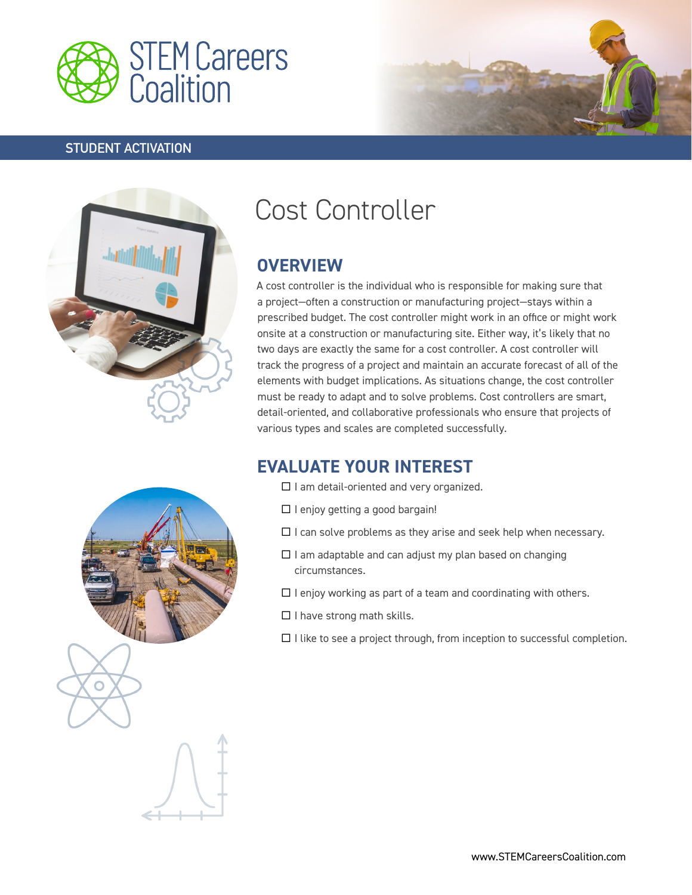STEM Careers Coalition

STUDENT ACTIVATION

# Cost Controller

## OVERVIEW

A cost controller is the individual who is responsible for making sure that a project—often a construction or manufacturing project—stays within a prescribed budget. The cost controller might work in an office or might work onsite at a construction or manufacturing site. Either way, it's likely that no two days are exactly the same for a cost controller. A cost controller will track the progress of a project and maintain an accurate forecast of all of the elements with budget implications. As situations change, the cost controller must be ready to adapt and to solve problems. Cost controllers are smart, detail-oriented, and collaborative professionals who ensure that projects of various types and scales are completed successfully.

## EVALUATE YOUR INTEREST

- ☐ I am detail-oriented and very organized.
- ☐ I enjoy getting a good bargain!
- ☐ I can solve problems as they arise and seek help when necessary.
- ☐ I am adaptable and can adjust my plan based on changing circumstances.
- ☐ I enjoy working as part of a team and coordinating with others.
- ☐ I have strong math skills.
- ☐ I like to see a project through, from inception to successful completion.

www.STEMCareersCoalition.com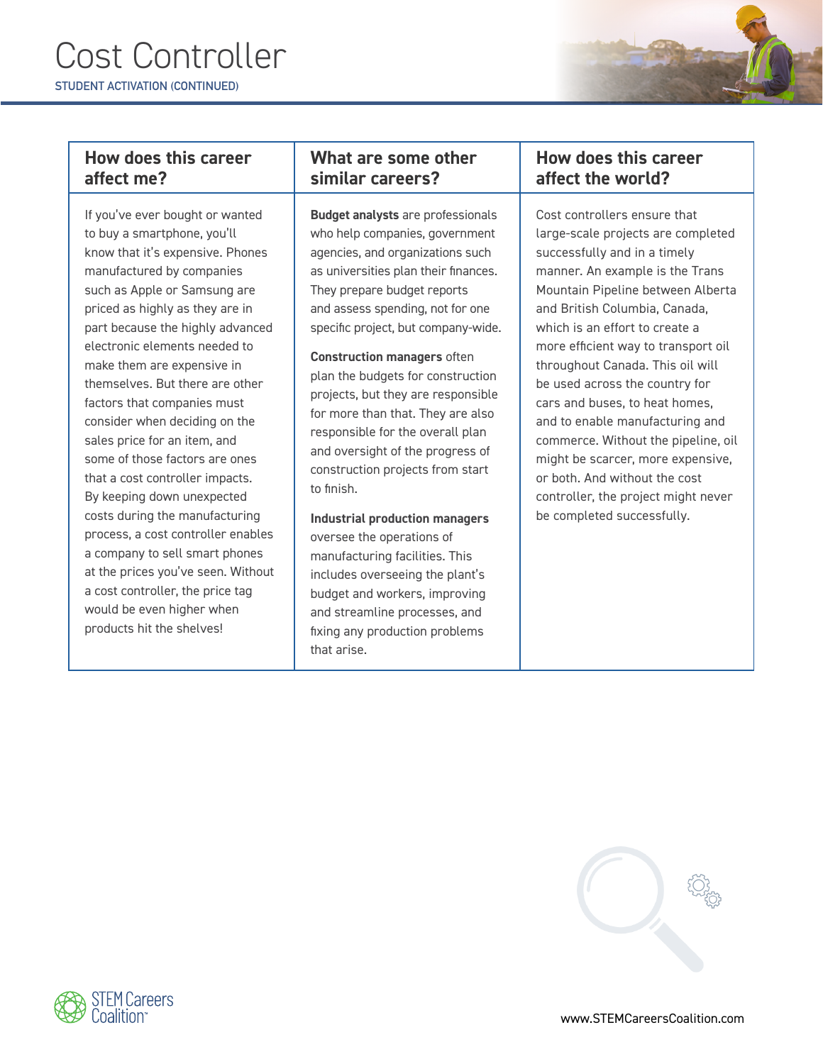# Cost Controller

STUDENT ACTIVATION (CONTINUED)

## How does this career affect me?

If you've ever bought or wanted to buy a smartphone, you'll know that it's expensive. Phones manufactured by companies such as Apple or Samsung are priced as highly as they are in part because the highly advanced electronic elements needed to make them are expensive in themselves. But there are other factors that companies must consider when deciding on the sales price for an item, and some of those factors are ones that a cost controller impacts. By keeping down unexpected costs during the manufacturing process, a cost controller enables a company to sell smart phones at the prices you've seen. Without a cost controller, the price tag would be even higher when products hit the shelves!

## What are some other similar careers?

**Budget analysts** are professionals who help companies, government agencies, and organizations such as universities plan their finances. They prepare budget reports and assess spending, not for one specific project, but company-wide.

**Construction managers** often plan the budgets for construction projects, but they are responsible for more than that. They are also responsible for the overall plan and oversight of the progress of construction projects from start to finish.

**Industrial production managers** oversee the operations of manufacturing facilities. This includes overseeing the plant's budget and workers, improving and streamline processes, and fixing any production problems that arise.

## How does this career affect the world?

Cost controllers ensure that large-scale projects are completed successfully and in a timely manner. An example is the Trans Mountain Pipeline between Alberta and British Columbia, Canada, which is an effort to create a more efficient way to transport oil throughout Canada. This oil will be used across the country for cars and buses, to heat homes, and to enable manufacturing and commerce. Without the pipeline, oil might be scarcer, more expensive, or both. And without the cost controller, the project might never be completed successfully.

STEM Careers Coalition™

www.STEMCareersCoalition.com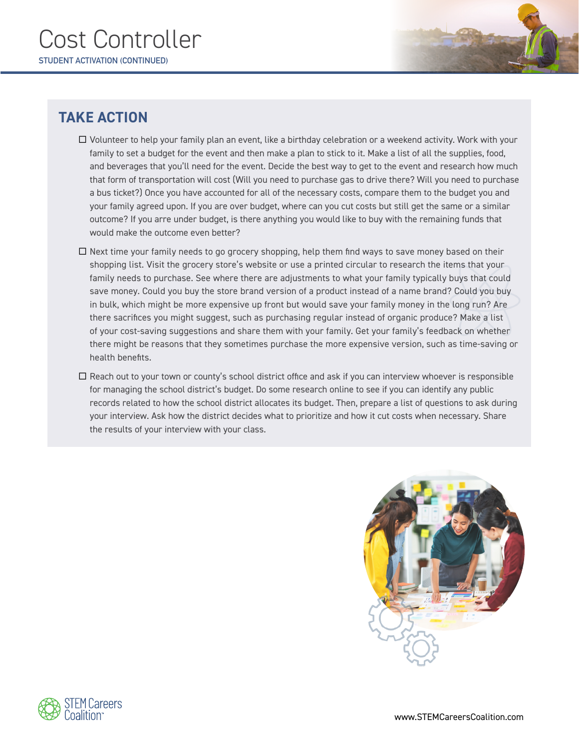# Cost Controller

STUDENT ACTIVATION (CONTINUED)

## TAKE ACTION

- ☐ Volunteer to help your family plan an event, like a birthday celebration or a weekend activity. Work with your family to set a budget for the event and then make a plan to stick to it. Make a list of all the supplies, food, and beverages that you'll need for the event. Decide the best way to get to the event and research how much that form of transportation will cost (Will you need to purchase gas to drive there? Will you need to purchase a bus ticket?) Once you have accounted for all of the necessary costs, compare them to the budget you and your family agreed upon. If you are over budget, where can you cut costs but still get the same or a similar outcome? If you arre under budget, is there anything you would like to buy with the remaining funds that would make the outcome even better?
- ☐ Next time your family needs to go grocery shopping, help them find ways to save money based on their shopping list. Visit the grocery store's website or use a printed circular to research the items that your family needs to purchase. See where there are adjustments to what your family typically buys that could save money. Could you buy the store brand version of a product instead of a name brand? Could you buy in bulk, which might be more expensive up front but would save your family money in the long run? Are there sacrifices you might suggest, such as purchasing regular instead of organic produce? Make a list of your cost-saving suggestions and share them with your family. Get your family's feedback on whether there might be reasons that they sometimes purchase the more expensive version, such as time-saving or health benefits.
- ☐ Reach out to your town or county's school district office and ask if you can interview whoever is responsible for managing the school district's budget. Do some research online to see if you can identify any public records related to how the school district allocates its budget. Then, prepare a list of questions to ask during your interview. Ask how the district decides what to prioritize and how it cut costs when necessary. Share the results of your interview with your class.

STEM Careers Coalition™

www.STEMCareersCoalition.com